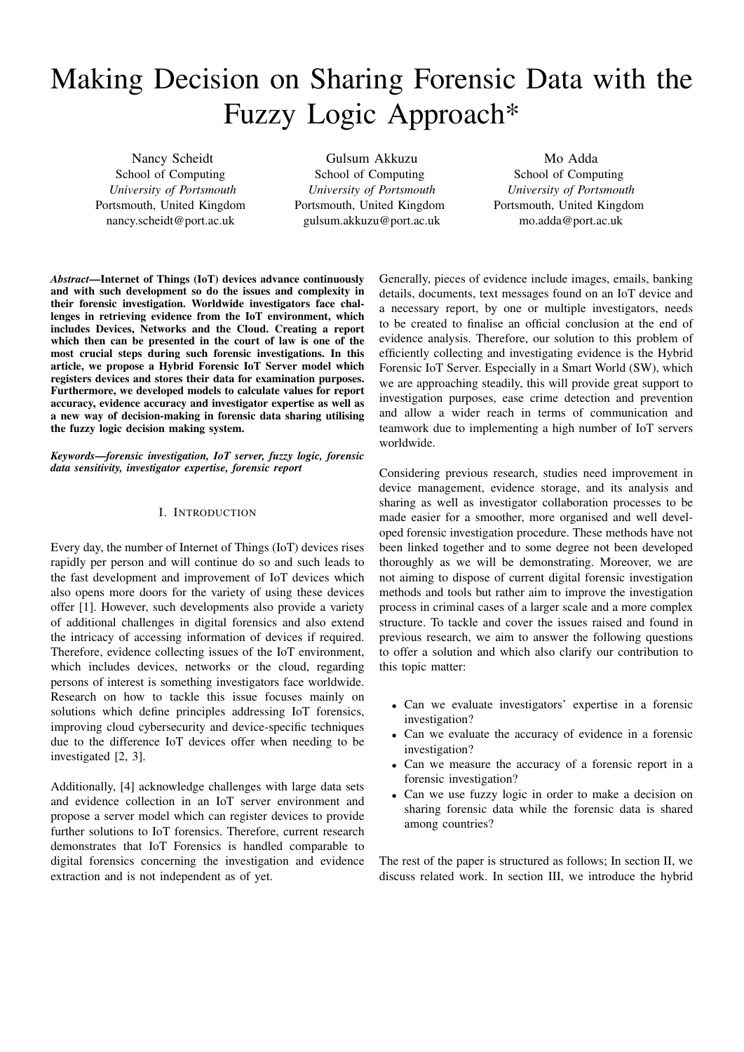# Making Decision on Sharing Forensic Data with the Fuzzy Logic Approach*

Nancy Scheidt
School of Computing
*University of Portsmouth*
Portsmouth, United Kingdom
nancy.scheidt@port.ac.uk

Gulsum Akkuzu
School of Computing
*University of Portsmouth*
Portsmouth, United Kingdom
gulsum.akkuzu@port.ac.uk

Mo Adda
School of Computing
*University of Portsmouth*
Portsmouth, United Kingdom
mo.adda@port.ac.uk

***Abstract*—Internet of Things (IoT) devices advance continuously and with such development so do the issues and complexity in their forensic investigation. Worldwide investigators face challenges in retrieving evidence from the IoT environment, which includes Devices, Networks and the Cloud. Creating a report which then can be presented in the court of law is one of the most crucial steps during such forensic investigations. In this article, we propose a Hybrid Forensic IoT Server model which registers devices and stores their data for examination purposes. Furthermore, we developed models to calculate values for report accuracy, evidence accuracy and investigator expertise as well as a new way of decision-making in forensic data sharing utilising the fuzzy logic decision making system.**

***Keywords*—forensic investigation, IoT server, fuzzy logic, forensic data sensitivity, investigator expertise, forensic report**

## I. Introduction

Every day, the number of Internet of Things (IoT) devices rises rapidly per person and will continue do so and such leads to the fast development and improvement of IoT devices which also opens more doors for the variety of using these devices offer [1]. However, such developments also provide a variety of additional challenges in digital forensics and also extend the intricacy of accessing information of devices if required. Therefore, evidence collecting issues of the IoT environment, which includes devices, networks or the cloud, regarding persons of interest is something investigators face worldwide. Research on how to tackle this issue focuses mainly on solutions which define principles addressing IoT forensics, improving cloud cybersecurity and device-specific techniques due to the difference IoT devices offer when needing to be investigated [2, 3].

Additionally, [4] acknowledge challenges with large data sets and evidence collection in an IoT server environment and propose a server model which can register devices to provide further solutions to IoT forensics. Therefore, current research demonstrates that IoT Forensics is handled comparable to digital forensics concerning the investigation and evidence extraction and is not independent as of yet.

Generally, pieces of evidence include images, emails, banking details, documents, text messages found on an IoT device and a necessary report, by one or multiple investigators, needs to be created to finalise an official conclusion at the end of evidence analysis. Therefore, our solution to this problem of efficiently collecting and investigating evidence is the Hybrid Forensic IoT Server. Especially in a Smart World (SW), which we are approaching steadily, this will provide great support to investigation purposes, ease crime detection and prevention and allow a wider reach in terms of communication and teamwork due to implementing a high number of IoT servers worldwide.

Considering previous research, studies need improvement in device management, evidence storage, and its analysis and sharing as well as investigator collaboration processes to be made easier for a smoother, more organised and well developed forensic investigation procedure. These methods have not been linked together and to some degree not been developed thoroughly as we will be demonstrating. Moreover, we are not aiming to dispose of current digital forensic investigation methods and tools but rather aim to improve the investigation process in criminal cases of a larger scale and a more complex structure. To tackle and cover the issues raised and found in previous research, we aim to answer the following questions to offer a solution and which also clarify our contribution to this topic matter:

- Can we evaluate investigators' expertise in a forensic investigation?
- Can we evaluate the accuracy of evidence in a forensic investigation?
- Can we measure the accuracy of a forensic report in a forensic investigation?
- Can we use fuzzy logic in order to make a decision on sharing forensic data while the forensic data is shared among countries?

The rest of the paper is structured as follows; In section II, we discuss related work. In section III, we introduce the hybrid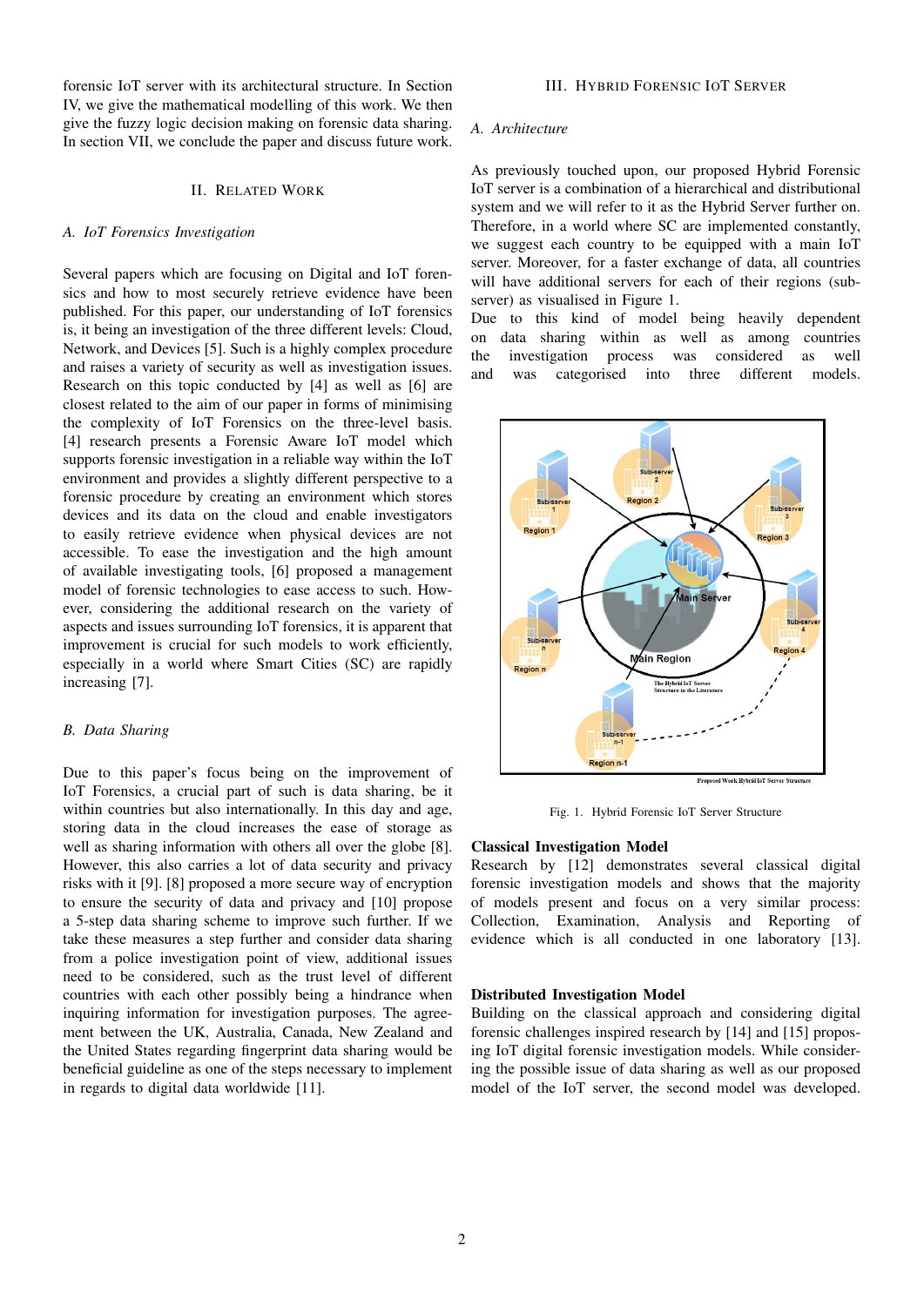forensic IoT server with its architectural structure. In Section IV, we give the mathematical modelling of this work. We then give the fuzzy logic decision making on forensic data sharing. In section VII, we conclude the paper and discuss future work.

## II. Related Work

### A. IoT Forensics Investigation

Several papers which are focusing on Digital and IoT forensics and how to most securely retrieve evidence have been published. For this paper, our understanding of IoT forensics is, it being an investigation of the three different levels: Cloud, Network, and Devices [5]. Such is a highly complex procedure and raises a variety of security as well as investigation issues. Research on this topic conducted by [4] as well as [6] are closest related to the aim of our paper in forms of minimising the complexity of IoT Forensics on the three-level basis. [4] research presents a Forensic Aware IoT model which supports forensic investigation in a reliable way within the IoT environment and provides a slightly different perspective to a forensic procedure by creating an environment which stores devices and its data on the cloud and enable investigators to easily retrieve evidence when physical devices are not accessible. To ease the investigation and the high amount of available investigating tools, [6] proposed a management model of forensic technologies to ease access to such. However, considering the additional research on the variety of aspects and issues surrounding IoT forensics, it is apparent that improvement is crucial for such models to work efficiently, especially in a world where Smart Cities (SC) are rapidly increasing [7].

### B. Data Sharing

Due to this paper's focus being on the improvement of IoT Forensics, a crucial part of such is data sharing, be it within countries but also internationally. In this day and age, storing data in the cloud increases the ease of storage as well as sharing information with others all over the globe [8]. However, this also carries a lot of data security and privacy risks with it [9]. [8] proposed a more secure way of encryption to ensure the security of data and privacy and [10] propose a 5-step data sharing scheme to improve such further. If we take these measures a step further and consider data sharing from a police investigation point of view, additional issues need to be considered, such as the trust level of different countries with each other possibly being a hindrance when inquiring information for investigation purposes. The agreement between the UK, Australia, Canada, New Zealand and the United States regarding fingerprint data sharing would be beneficial guideline as one of the steps necessary to implement in regards to digital data worldwide [11].

## III. Hybrid Forensic IoT Server

### A. Architecture

As previously touched upon, our proposed Hybrid Forensic IoT server is a combination of a hierarchical and distributional system and we will refer to it as the Hybrid Server further on. Therefore, in a world where SC are implemented constantly, we suggest each country to be equipped with a main IoT server. Moreover, for a faster exchange of data, all countries will have additional servers for each of their regions (sub-server) as visualised in Figure 1.
Due to this kind of model being heavily dependent on data sharing within as well as among countries the investigation process was considered as well and was categorised into three different models.

Fig. 1. Hybrid Forensic IoT Server Structure

**Classical Investigation Model**
Research by [12] demonstrates several classical digital forensic investigation models and shows that the majority of models present and focus on a very similar process: Collection, Examination, Analysis and Reporting of evidence which is all conducted in one laboratory [13].

**Distributed Investigation Model**
Building on the classical approach and considering digital forensic challenges inspired research by [14] and [15] proposing IoT digital forensic investigation models. While considering the possible issue of data sharing as well as our proposed model of the IoT server, the second model was developed.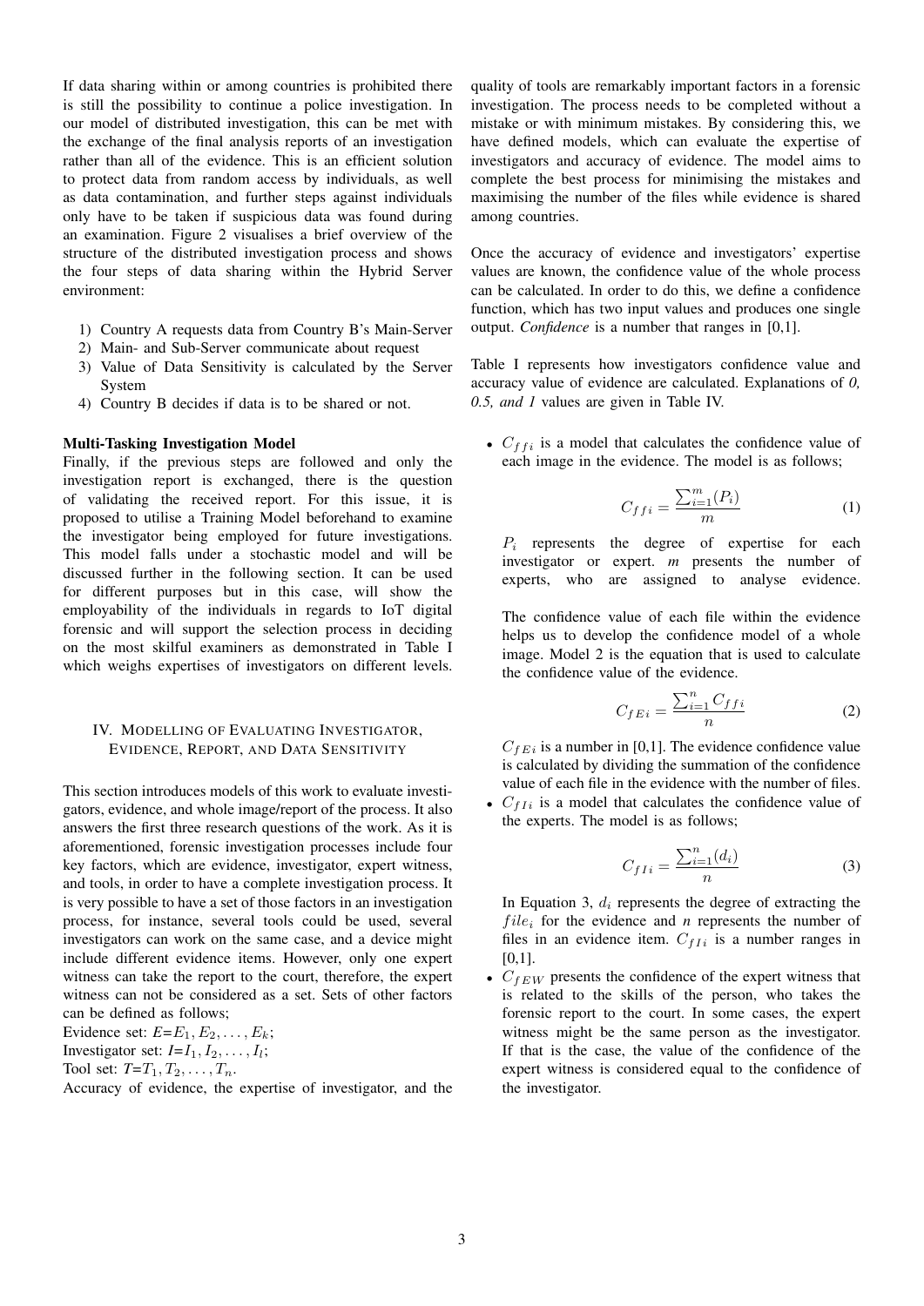If data sharing within or among countries is prohibited there is still the possibility to continue a police investigation. In our model of distributed investigation, this can be met with the exchange of the final analysis reports of an investigation rather than all of the evidence. This is an efficient solution to protect data from random access by individuals, as well as data contamination, and further steps against individuals only have to be taken if suspicious data was found during an examination. Figure 2 visualises a brief overview of the structure of the distributed investigation process and shows the four steps of data sharing within the Hybrid Server environment:

1) Country A requests data from Country B's Main-Server
2) Main- and Sub-Server communicate about request
3) Value of Data Sensitivity is calculated by the Server System
4) Country B decides if data is to be shared or not.

**Multi-Tasking Investigation Model**
Finally, if the previous steps are followed and only the investigation report is exchanged, there is the question of validating the received report. For this issue, it is proposed to utilise a Training Model beforehand to examine the investigator being employed for future investigations. This model falls under a stochastic model and will be discussed further in the following section. It can be used for different purposes but in this case, will show the employability of the individuals in regards to IoT digital forensic and will support the selection process in deciding on the most skilful examiners as demonstrated in Table I which weighs expertises of investigators on different levels.

## IV. Modelling of Evaluating Investigator, Evidence, Report, and Data Sensitivity

This section introduces models of this work to evaluate investigators, evidence, and whole image/report of the process. It also answers the first three research questions of the work. As it is aforementioned, forensic investigation processes include four key factors, which are evidence, investigator, expert witness, and tools, in order to have a complete investigation process. It is very possible to have a set of those factors in an investigation process, for instance, several tools could be used, several investigators can work on the same case, and a device might include different evidence items. However, only one expert witness can take the report to the court, therefore, the expert witness can not be considered as a set. Sets of other factors can be defined as follows;
Evidence set: $E$=$E_1, E_2, \dots, E_k$;
Investigator set: $I$=$I_1, I_2, \dots, I_l$;
Tool set: $T$=$T_1, T_2, \dots, T_n$.
Accuracy of evidence, the expertise of investigator, and the quality of tools are remarkably important factors in a forensic investigation. The process needs to be completed without a mistake or with minimum mistakes. By considering this, we have defined models, which can evaluate the expertise of investigators and accuracy of evidence. The model aims to complete the best process for minimising the mistakes and maximising the number of the files while evidence is shared among countries.

Once the accuracy of evidence and investigators' expertise values are known, the confidence value of the whole process can be calculated. In order to do this, we define a confidence function, which has two input values and produces one single output. *Confidence* is a number that ranges in [0,1].

Table I represents how investigators confidence value and accuracy value of evidence are calculated. Explanations of *0, 0.5, and 1* values are given in Table IV.

- $C_{ffi}$ is a model that calculates the confidence value of each image in the evidence. The model is as follows;

$$C_{ffi} = \frac{\sum_{i=1}^{m}(P_i)}{m} \tag{1}$$

$P_i$ represents the degree of expertise for each investigator or expert. *m* presents the number of experts, who are assigned to analyse evidence.

The confidence value of each file within the evidence helps us to develop the confidence model of a whole image. Model 2 is the equation that is used to calculate the confidence value of the evidence.

$$C_{fEi} = \frac{\sum_{i=1}^{n} C_{ffi}}{n} \tag{2}$$

$C_{fEi}$ is a number in [0,1]. The evidence confidence value is calculated by dividing the summation of the confidence value of each file in the evidence with the number of files.

- $C_{fIi}$ is a model that calculates the confidence value of the experts. The model is as follows;

$$C_{fIi} = \frac{\sum_{i=1}^{n}(d_i)}{n} \tag{3}$$

In Equation 3, $d_i$ represents the degree of extracting the $file_i$ for the evidence and *n* represents the number of files in an evidence item. $C_{fIi}$ is a number ranges in [0,1].

- $C_{fEW}$ presents the confidence of the expert witness that is related to the skills of the person, who takes the forensic report to the court. In some cases, the expert witness might be the same person as the investigator. If that is the case, the value of the confidence of the expert witness is considered equal to the confidence of the investigator.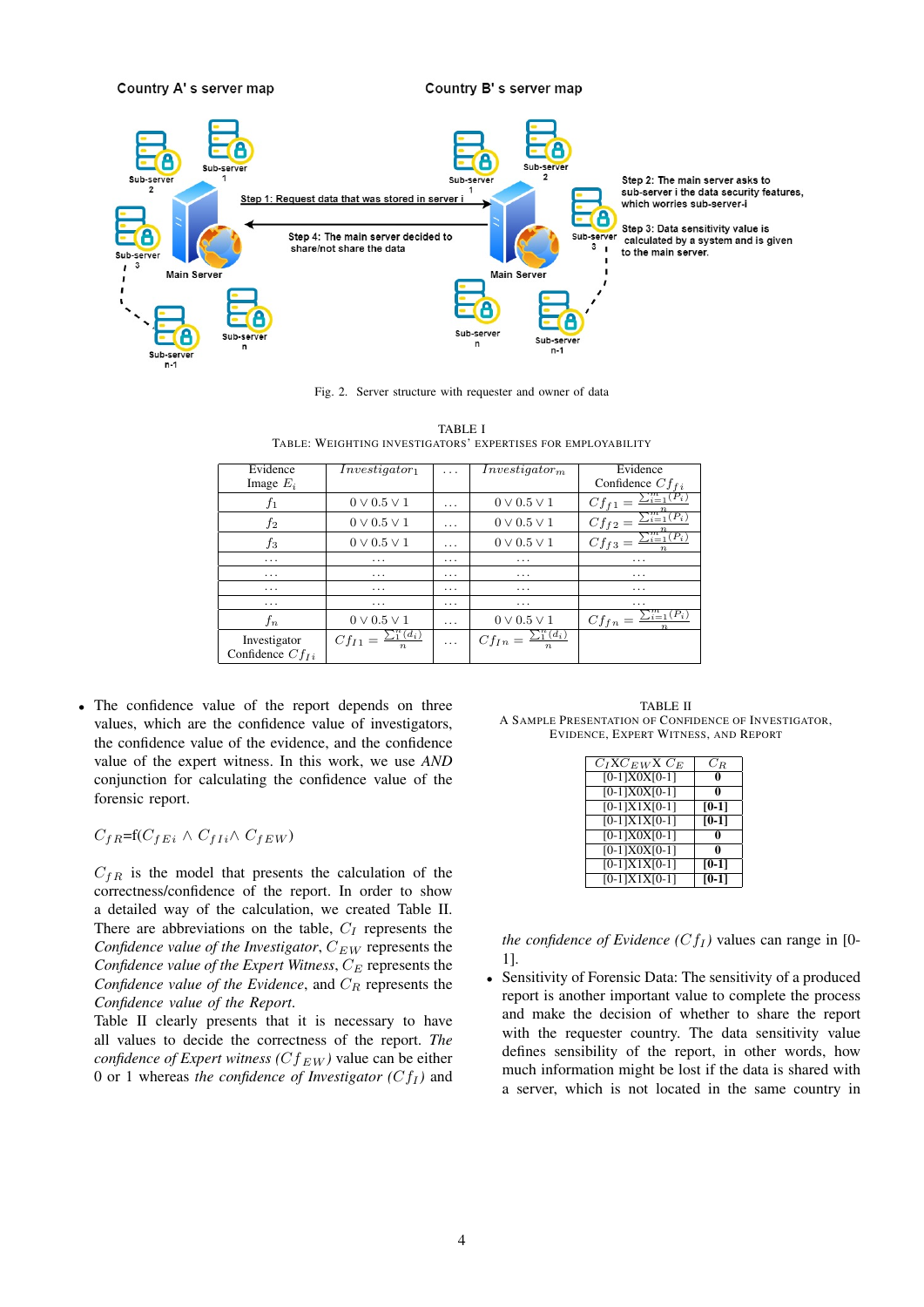Fig. 2. Server structure with requester and owner of data

TABLE I
TABLE: WEIGHTING INVESTIGATORS' EXPERTISES FOR EMPLOYABILITY

| Evidence Image $E_i$ | $Investigator_1$ | ... | $Investigator_m$ | Evidence Confidence $Cf_{fi}$ |
|---|---|---|---|---|
| $f_1$ | $0 \vee 0.5 \vee 1$ | ... | $0 \vee 0.5 \vee 1$ | $Cf_{f1} = \frac{\sum_{i=1}^{m}(P_i)}{n}$ |
| $f_2$ | $0 \vee 0.5 \vee 1$ | ... | $0 \vee 0.5 \vee 1$ | $Cf_{f2} = \frac{\sum_{i=1}^{m}(P_i)}{n}$ |
| $f_3$ | $0 \vee 0.5 \vee 1$ | ... | $0 \vee 0.5 \vee 1$ | $Cf_{f3} = \frac{\sum_{i=1}^{m}(P_i)}{n}$ |
| ... | ... | ... | ... | ... |
| ... | ... | ... | ... | ... |
| ... | ... | ... | ... | ... |
| ... | ... | ... | ... | ... |
| $f_n$ | $0 \vee 0.5 \vee 1$ | ... | $0 \vee 0.5 \vee 1$ | $Cf_{fn} = \frac{\sum_{i=1}^{m}(P_i)}{n}$ |
| Investigator Confidence $Cf_{Ii}$ | $Cf_{I1} = \frac{\sum_{1}^{n}(d_i)}{n}$ | ... | $Cf_{In} = \frac{\sum_{1}^{n}(d_i)}{n}$ | |

- The confidence value of the report depends on three values, which are the confidence value of investigators, the confidence value of the evidence, and the confidence value of the expert witness. In this work, we use *AND* conjunction for calculating the confidence value of the forensic report.

$Cf_R$=f($Cf_{Ei} \wedge Cf_{Ii} \wedge Cf_{EW}$)

$Cf_R$ is the model that presents the calculation of the correctness/confidence of the report. In order to show a detailed way of the calculation, we created Table II. There are abbreviations on the table, $C_I$ represents the *Confidence value of the Investigator*, $C_{EW}$ represents the *Confidence value of the Expert Witness*, $C_E$ represents the *Confidence value of the Evidence*, and $C_R$ represents the *Confidence value of the Report*.
Table II clearly presents that it is necessary to have all values to decide the correctness of the report. *The confidence of Expert witness ($Cf_{EW}$)* value can be either 0 or 1 whereas *the confidence of Investigator ($Cf_I$)* and *the confidence of Evidence ($Cf_I$)* values can range in [0-1].

TABLE II
A SAMPLE PRESENTATION OF CONFIDENCE OF INVESTIGATOR, EVIDENCE, EXPERT WITNESS, AND REPORT

| $C_I$X$C_{EW}$X $C_E$ | $C_R$ |
|---|---|
| [0-1]X0X[0-1] | **0** |
| [0-1]X0X[0-1] | **0** |
| [0-1]X1X[0-1] | **[0-1]** |
| [0-1]X1X[0-1] | **[0-1]** |
| [0-1]X0X[0-1] | **0** |
| [0-1]X0X[0-1] | **0** |
| [0-1]X1X[0-1] | **[0-1]** |
| [0-1]X1X[0-1] | **[0-1]** |

- Sensitivity of Forensic Data: The sensitivity of a produced report is another important value to complete the process and make the decision of whether to share the report with the requester country. The data sensitivity value defines sensibility of the report, in other words, how much information might be lost if the data is shared with a server, which is not located in the same country in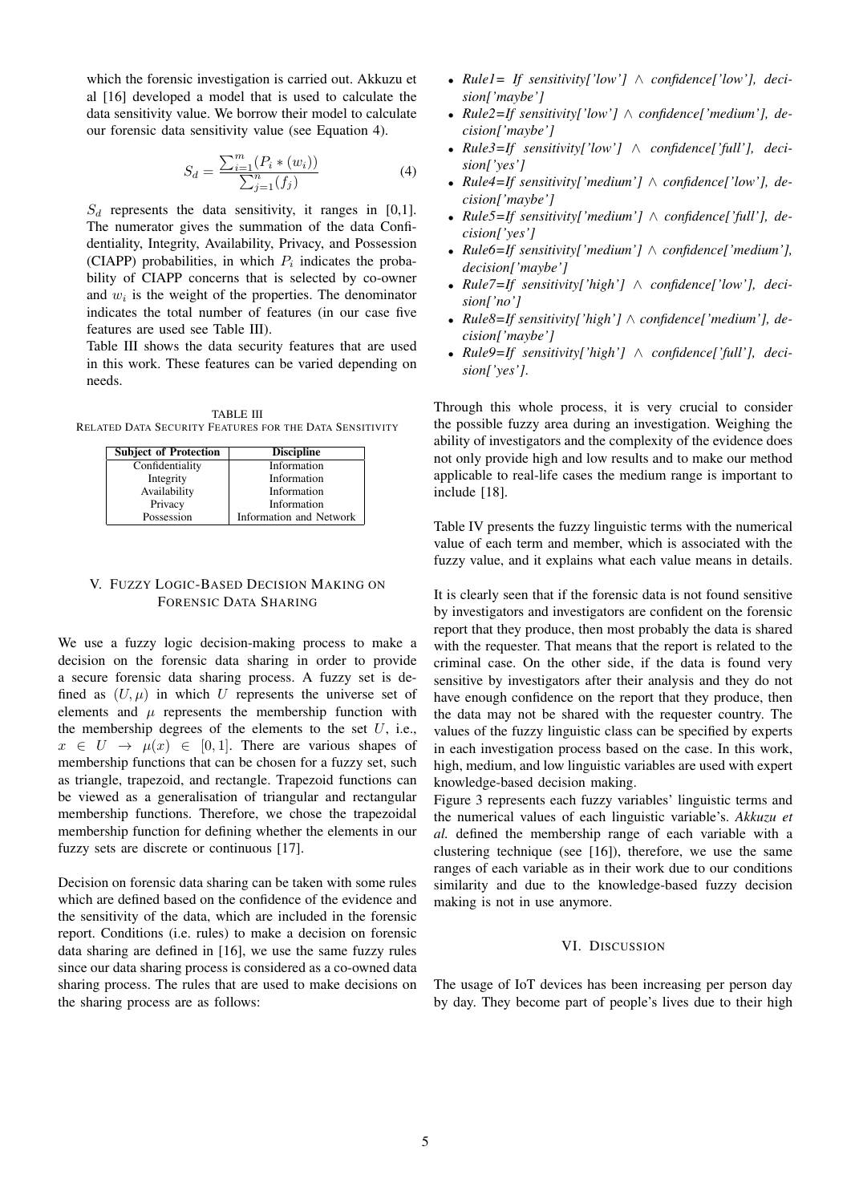which the forensic investigation is carried out. Akkuzu et al [16] developed a model that is used to calculate the data sensitivity value. We borrow their model to calculate our forensic data sensitivity value (see Equation 4).

$$S_d = \frac{\sum_{i=1}^{m}(P_i * (w_i))}{\sum_{j=1}^{n}(f_j)} \tag{4}$$

$S_d$ represents the data sensitivity, it ranges in [0,1]. The numerator gives the summation of the data Confidentiality, Integrity, Availability, Privacy, and Possession (CIAPP) probabilities, in which $P_i$ indicates the probability of CIAPP concerns that is selected by co-owner and $w_i$ is the weight of the properties. The denominator indicates the total number of features (in our case five features are used see Table III).

Table III shows the data security features that are used in this work. These features can be varied depending on needs.

TABLE III
RELATED DATA SECURITY FEATURES FOR THE DATA SENSITIVITY

| Subject of Protection | Discipline |
|---|---|
| Confidentiality | Information |
| Integrity | Information |
| Availability | Information |
| Privacy | Information |
| Possession | Information and Network |

## V. Fuzzy Logic-Based Decision Making on Forensic Data Sharing

We use a fuzzy logic decision-making process to make a decision on the forensic data sharing in order to provide a secure forensic data sharing process. A fuzzy set is defined as $(U, \mu)$ in which $U$ represents the universe set of elements and $\mu$ represents the membership function with the membership degrees of the elements to the set $U$, i.e., $x \in U \rightarrow \mu(x) \in [0, 1]$. There are various shapes of membership functions that can be chosen for a fuzzy set, such as triangle, trapezoid, and rectangle. Trapezoid functions can be viewed as a generalisation of triangular and rectangular membership functions. Therefore, we chose the trapezoidal membership function for defining whether the elements in our fuzzy sets are discrete or continuous [17].

Decision on forensic data sharing can be taken with some rules which are defined based on the confidence of the evidence and the sensitivity of the data, which are included in the forensic report. Conditions (i.e. rules) to make a decision on forensic data sharing are defined in [16], we use the same fuzzy rules since our data sharing process is considered as a co-owned data sharing process. The rules that are used to make decisions on the sharing process are as follows:

- *Rule1= If sensitivity['low'] $\wedge$ confidence['low'], decision['maybe']*
- *Rule2=If sensitivity['low'] $\wedge$ confidence['medium'], decision['maybe']*
- *Rule3=If sensitivity['low'] $\wedge$ confidence['full'], decision['yes']*
- *Rule4=If sensitivity['medium'] $\wedge$ confidence['low'], decision['maybe']*
- *Rule5=If sensitivity['medium'] $\wedge$ confidence['full'], decision['yes']*
- *Rule6=If sensitivity['medium'] $\wedge$ confidence['medium'], decision['maybe']*
- *Rule7=If sensitivity['high'] $\wedge$ confidence['low'], decision['no']*
- *Rule8=If sensitivity['high'] $\wedge$ confidence['medium'], decision['maybe']*
- *Rule9=If sensitivity['high'] $\wedge$ confidence['full'], decision['yes'].*

Through this whole process, it is very crucial to consider the possible fuzzy area during an investigation. Weighing the ability of investigators and the complexity of the evidence does not only provide high and low results and to make our method applicable to real-life cases the medium range is important to include [18].

Table IV presents the fuzzy linguistic terms with the numerical value of each term and member, which is associated with the fuzzy value, and it explains what each value means in details.

It is clearly seen that if the forensic data is not found sensitive by investigators and investigators are confident on the forensic report that they produce, then most probably the data is shared with the requester. That means that the report is related to the criminal case. On the other side, if the data is found very sensitive by investigators after their analysis and they do not have enough confidence on the report that they produce, then the data may not be shared with the requester country. The values of the fuzzy linguistic class can be specified by experts in each investigation process based on the case. In this work, high, medium, and low linguistic variables are used with expert knowledge-based decision making.

Figure 3 represents each fuzzy variables' linguistic terms and the numerical values of each linguistic variable's. *Akkuzu et al.* defined the membership range of each variable with a clustering technique (see [16]), therefore, we use the same ranges of each variable as in their work due to our conditions similarity and due to the knowledge-based fuzzy decision making is not in use anymore.

## VI. Discussion

The usage of IoT devices has been increasing per person day by day. They become part of people's lives due to their high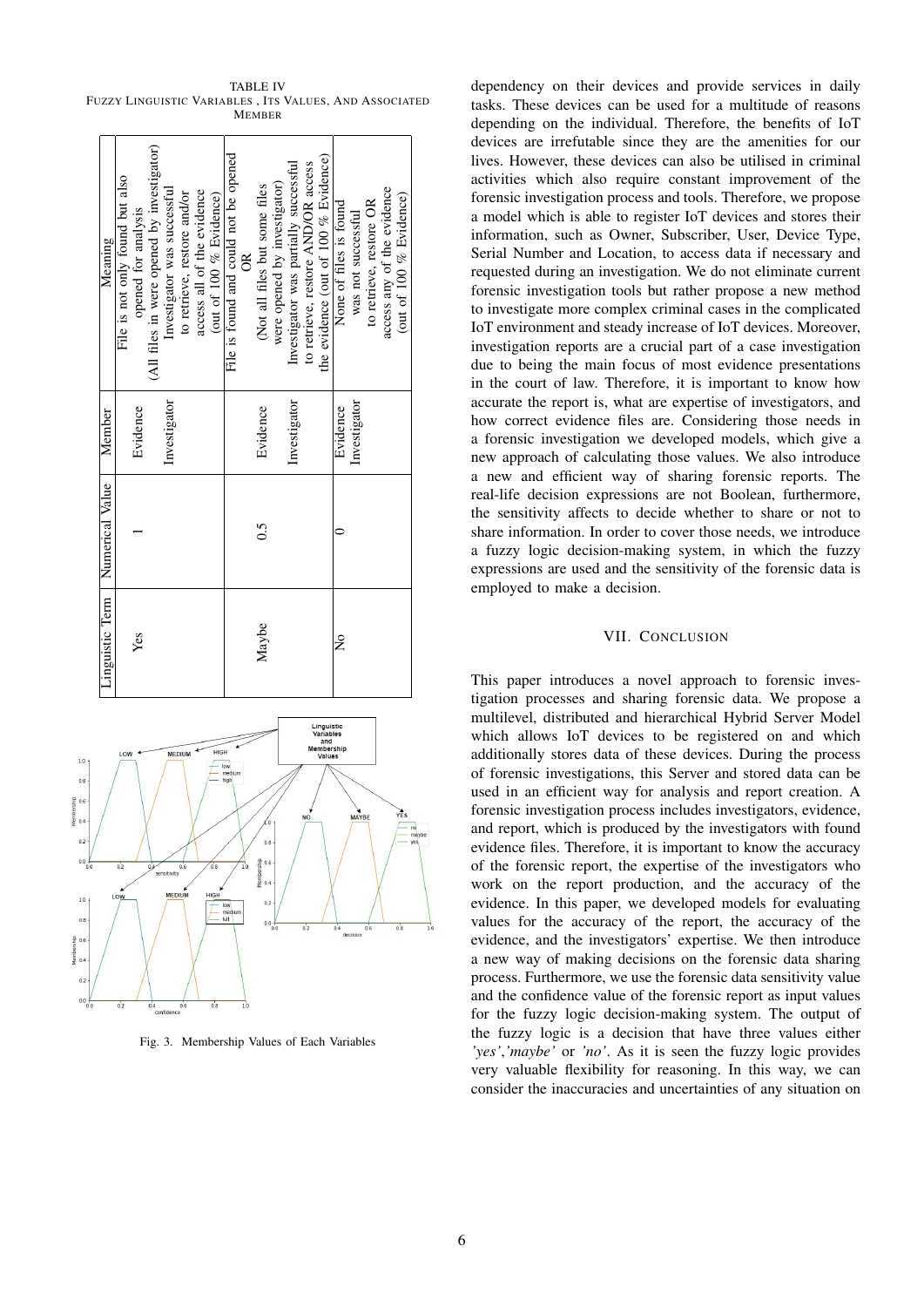TABLE IV
FUZZY LINGUISTIC VARIABLES , ITS VALUES, AND ASSOCIATED MEMBER

| Linguistic Term | Numerical Value | Member | Meaning |
|---|---|---|---|
| Yes | 1 | Evidence | File is not only found but also opened for analysis (All files in were opened by investigator) |
| | | Investigator | Investigator was successful to retrieve, restore and/or access all of the evidence (out of 100 % Evidence) |
| Maybe | 0.5 | Evidence | File is found and could not be opened OR (Not all files but some files were opened by investigator) |
| | | Investigator | Investigator was partially successful to retrieve, restore AND/OR access the evidence (out of 100 % Evidence) |
| No | 0 | Evidence | None of files is found |
| | | Investigator | was not successful to retrieve, restore OR access any of the evidence (out of 100 % Evidence) |

Fig. 3. Membership Values of Each Variables

dependency on their devices and provide services in daily tasks. These devices can be used for a multitude of reasons depending on the individual. Therefore, the benefits of IoT devices are irrefutable since they are the amenities for our lives. However, these devices can also be utilised in criminal activities which also require constant improvement of the forensic investigation process and tools. Therefore, we propose a model which is able to register IoT devices and stores their information, such as Owner, Subscriber, User, Device Type, Serial Number and Location, to access data if necessary and requested during an investigation. We do not eliminate current forensic investigation tools but rather propose a new method to investigate more complex criminal cases in the complicated IoT environment and steady increase of IoT devices. Moreover, investigation reports are a crucial part of a case investigation due to being the main focus of most evidence presentations in the court of law. Therefore, it is important to know how accurate the report is, what are expertise of investigators, and how correct evidence files are. Considering those needs in a forensic investigation we developed models, which give a new approach of calculating those values. We also introduce a new and efficient way of sharing forensic reports. The real-life decision expressions are not Boolean, furthermore, the sensitivity affects to decide whether to share or not to share information. In order to cover those needs, we introduce a fuzzy logic decision-making system, in which the fuzzy expressions are used and the sensitivity of the forensic data is employed to make a decision.

## VII. CONCLUSION

This paper introduces a novel approach to forensic investigation processes and sharing forensic data. We propose a multilevel, distributed and hierarchical Hybrid Server Model which allows IoT devices to be registered on and which additionally stores data of these devices. During the process of forensic investigations, this Server and stored data can be used in an efficient way for analysis and report creation. A forensic investigation process includes investigators, evidence, and report, which is produced by the investigators with found evidence files. Therefore, it is important to know the accuracy of the forensic report, the expertise of the investigators who work on the report production, and the accuracy of the evidence. In this paper, we developed models for evaluating values for the accuracy of the report, the accuracy of the evidence, and the investigators' expertise. We then introduce a new way of making decisions on the forensic data sharing process. Furthermore, we use the forensic data sensitivity value and the confidence value of the forensic report as input values for the fuzzy logic decision-making system. The output of the fuzzy logic is a decision that have three values either *'yes'*,*'maybe'* or *'no'*. As it is seen the fuzzy logic provides very valuable flexibility for reasoning. In this way, we can consider the inaccuracies and uncertainties of any situation on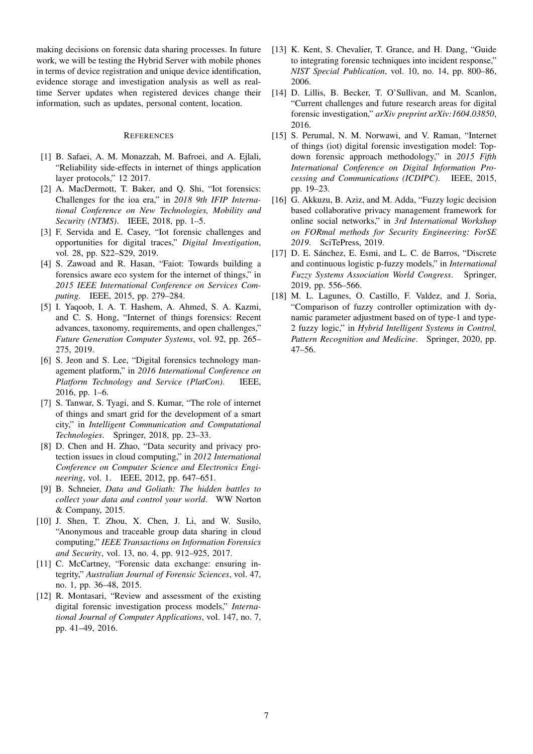making decisions on forensic data sharing processes. In future work, we will be testing the Hybrid Server with mobile phones in terms of device registration and unique device identification, evidence storage and investigation analysis as well as real-time Server updates when registered devices change their information, such as updates, personal content, location.

## References

[1] B. Safaei, A. M. Monazzah, M. Bafroei, and A. Ejlali, "Reliability side-effects in internet of things application layer protocols," 12 2017.

[2] A. MacDermott, T. Baker, and Q. Shi, "Iot forensics: Challenges for the ioa era," in *2018 9th IFIP International Conference on New Technologies, Mobility and Security (NTMS)*. IEEE, 2018, pp. 1–5.

[3] F. Servida and E. Casey, "Iot forensic challenges and opportunities for digital traces," *Digital Investigation*, vol. 28, pp. S22–S29, 2019.

[4] S. Zawoad and R. Hasan, "Faiot: Towards building a forensics aware eco system for the internet of things," in *2015 IEEE International Conference on Services Computing*. IEEE, 2015, pp. 279–284.

[5] I. Yaqoob, I. A. T. Hashem, A. Ahmed, S. A. Kazmi, and C. S. Hong, "Internet of things forensics: Recent advances, taxonomy, requirements, and open challenges," *Future Generation Computer Systems*, vol. 92, pp. 265–275, 2019.

[6] S. Jeon and S. Lee, "Digital forensics technology management platform," in *2016 International Conference on Platform Technology and Service (PlatCon)*. IEEE, 2016, pp. 1–6.

[7] S. Tanwar, S. Tyagi, and S. Kumar, "The role of internet of things and smart grid for the development of a smart city," in *Intelligent Communication and Computational Technologies*. Springer, 2018, pp. 23–33.

[8] D. Chen and H. Zhao, "Data security and privacy protection issues in cloud computing," in *2012 International Conference on Computer Science and Electronics Engineering*, vol. 1. IEEE, 2012, pp. 647–651.

[9] B. Schneier, *Data and Goliath: The hidden battles to collect your data and control your world*. WW Norton & Company, 2015.

[10] J. Shen, T. Zhou, X. Chen, J. Li, and W. Susilo, "Anonymous and traceable group data sharing in cloud computing," *IEEE Transactions on Information Forensics and Security*, vol. 13, no. 4, pp. 912–925, 2017.

[11] C. McCartney, "Forensic data exchange: ensuring integrity," *Australian Journal of Forensic Sciences*, vol. 47, no. 1, pp. 36–48, 2015.

[12] R. Montasari, "Review and assessment of the existing digital forensic investigation process models," *International Journal of Computer Applications*, vol. 147, no. 7, pp. 41–49, 2016.

[13] K. Kent, S. Chevalier, T. Grance, and H. Dang, "Guide to integrating forensic techniques into incident response," *NIST Special Publication*, vol. 10, no. 14, pp. 800–86, 2006.

[14] D. Lillis, B. Becker, T. O'Sullivan, and M. Scanlon, "Current challenges and future research areas for digital forensic investigation," *arXiv preprint arXiv:1604.03850*, 2016.

[15] S. Perumal, N. M. Norwawi, and V. Raman, "Internet of things (iot) digital forensic investigation model: Top-down forensic approach methodology," in *2015 Fifth International Conference on Digital Information Processing and Communications (ICDIPC)*. IEEE, 2015, pp. 19–23.

[16] G. Akkuzu, B. Aziz, and M. Adda, "Fuzzy logic decision based collaborative privacy management framework for online social networks," in *3rd International Workshop on FORmal methods for Security Engineering: ForSE 2019*. SciTePress, 2019.

[17] D. E. Sánchez, E. Esmi, and L. C. de Barros, "Discrete and continuous logistic p-fuzzy models," in *International Fuzzy Systems Association World Congress*. Springer, 2019, pp. 556–566.

[18] M. L. Lagunes, O. Castillo, F. Valdez, and J. Soria, "Comparison of fuzzy controller optimization with dynamic parameter adjustment based on of type-1 and type-2 fuzzy logic," in *Hybrid Intelligent Systems in Control, Pattern Recognition and Medicine*. Springer, 2020, pp. 47–56.